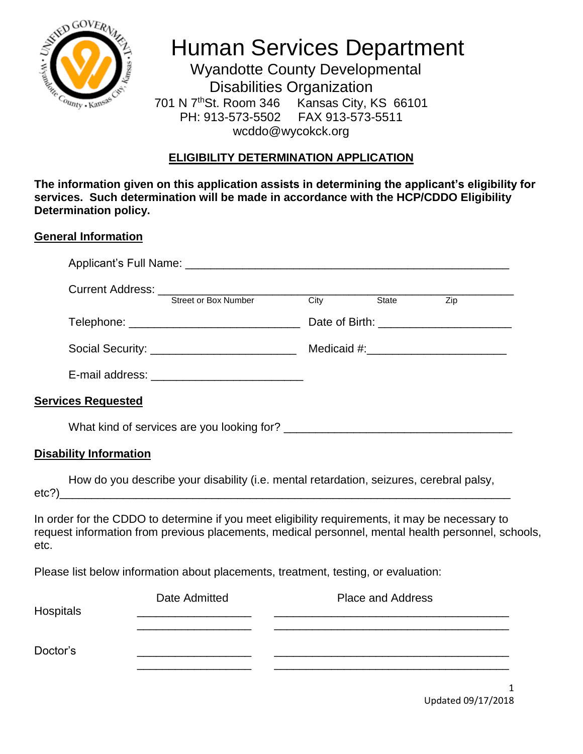# Human Services Department

## Wyandotte County Developmental Disabilities Organization

701 N 7th St. Room 346 Kansas City, KS 66101
PH: 913-573-5502 FAX 913-573-5511
wcddo@wycokck.org

**ELIGIBILITY DETERMINATION APPLICATION**

**The information given on this application assists in determining the applicant's eligibility for services. Such determination will be made in accordance with the HCP/CDDO Eligibility Determination policy.**

**General Information**

Applicant's Full Name: ___________________________________________________

Current Address: ________________________________________________________
Street or Box Number City State Zip

Telephone: ___________________________ Date of Birth: _____________________

Social Security: _______________________ Medicaid #:______________________

E-mail address: ________________________

**Services Requested**

What kind of services are you looking for? ___________________________________

**Disability Information**

How do you describe your disability (i.e. mental retardation, seizures, cerebral palsy, etc?)______________________________________________________________________

In order for the CDDO to determine if you meet eligibility requirements, it may be necessary to request information from previous placements, medical personnel, mental health personnel, schools, etc.

Please list below information about placements, treatment, testing, or evaluation:

| | Date Admitted | Place and Address |
|---|---|---|
| Hospitals | __________________ | _____________________________________ |
| | __________________ | _____________________________________ |
| Doctor's | __________________ | _____________________________________ |
| | __________________ | _____________________________________ |

Updated 09/17/2018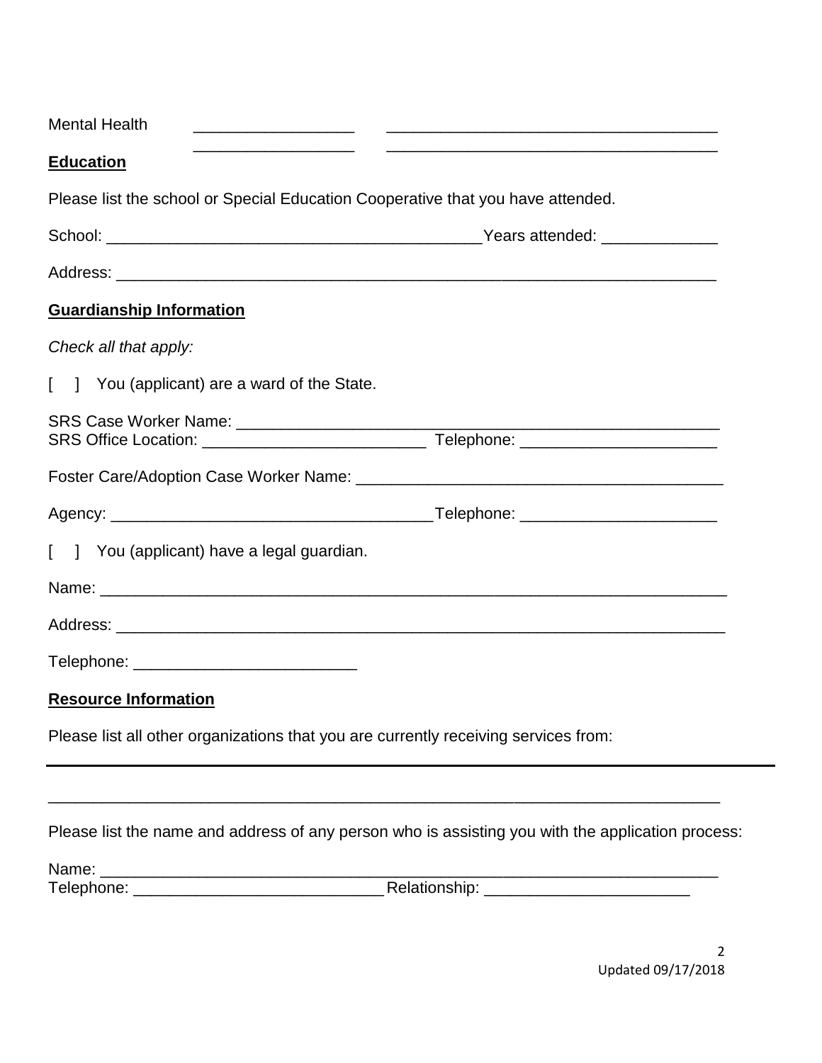Mental Health ___________________ ______________________________________

___________________ ______________________________________

## Education

Please list the school or Special Education Cooperative that you have attended.

School: ___________________________________________ Years attended: _____________

Address: _____________________________________________________________________

## Guardianship Information

*Check all that apply:*

[ ] You (applicant) are a ward of the State.

SRS Case Worker Name: _______________________________________________________

SRS Office Location: _________________________ Telephone: ______________________

Foster Care/Adoption Case Worker Name: ________________________________________

Agency: ____________________________________ Telephone: ______________________

[ ] You (applicant) have a legal guardian.

Name: _______________________________________________________________________

Address: _____________________________________________________________________

Telephone: _________________________

## Resource Information

Please list all other organizations that you are currently receiving services from:

_____________________________________________________________________________

_____________________________________________________________________________

Please list the name and address of any person who is assisting you with the application process:

Name: _______________________________________________________________________

Telephone: ____________________________ Relationship: _______________________

Updated 09/17/2018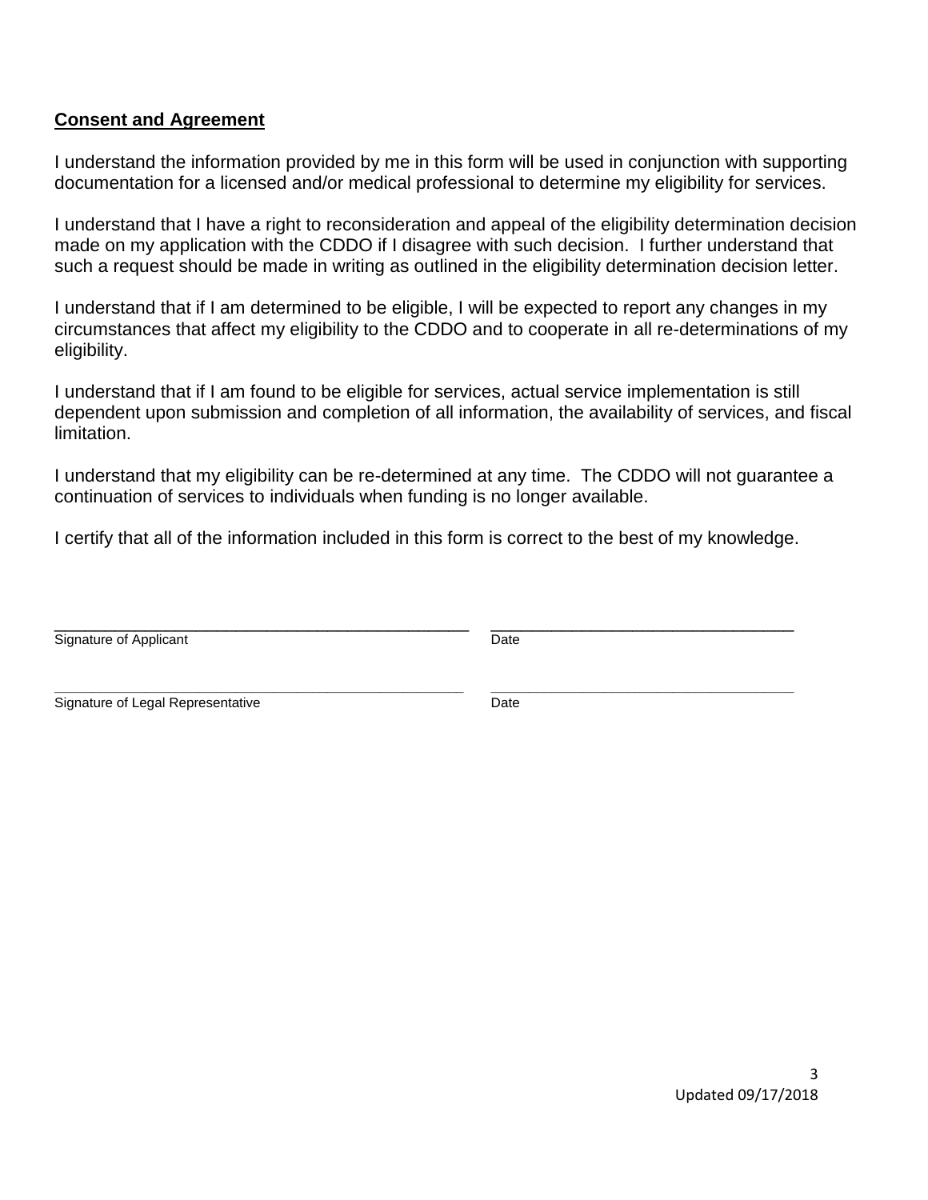**Consent and Agreement**

I understand the information provided by me in this form will be used in conjunction with supporting documentation for a licensed and/or medical professional to determine my eligibility for services.

I understand that I have a right to reconsideration and appeal of the eligibility determination decision made on my application with the CDDO if I disagree with such decision. I further understand that such a request should be made in writing as outlined in the eligibility determination decision letter.

I understand that if I am determined to be eligible, I will be expected to report any changes in my circumstances that affect my eligibility to the CDDO and to cooperate in all re-determinations of my eligibility.

I understand that if I am found to be eligible for services, actual service implementation is still dependent upon submission and completion of all information, the availability of services, and fiscal limitation.

I understand that my eligibility can be re-determined at any time. The CDDO will not guarantee a continuation of services to individuals when funding is no longer available.

I certify that all of the information included in this form is correct to the best of my knowledge.

______________________________________________ ________________________________
Signature of Applicant Date

______________________________________________ ________________________________
Signature of Legal Representative Date

Updated 09/17/2018